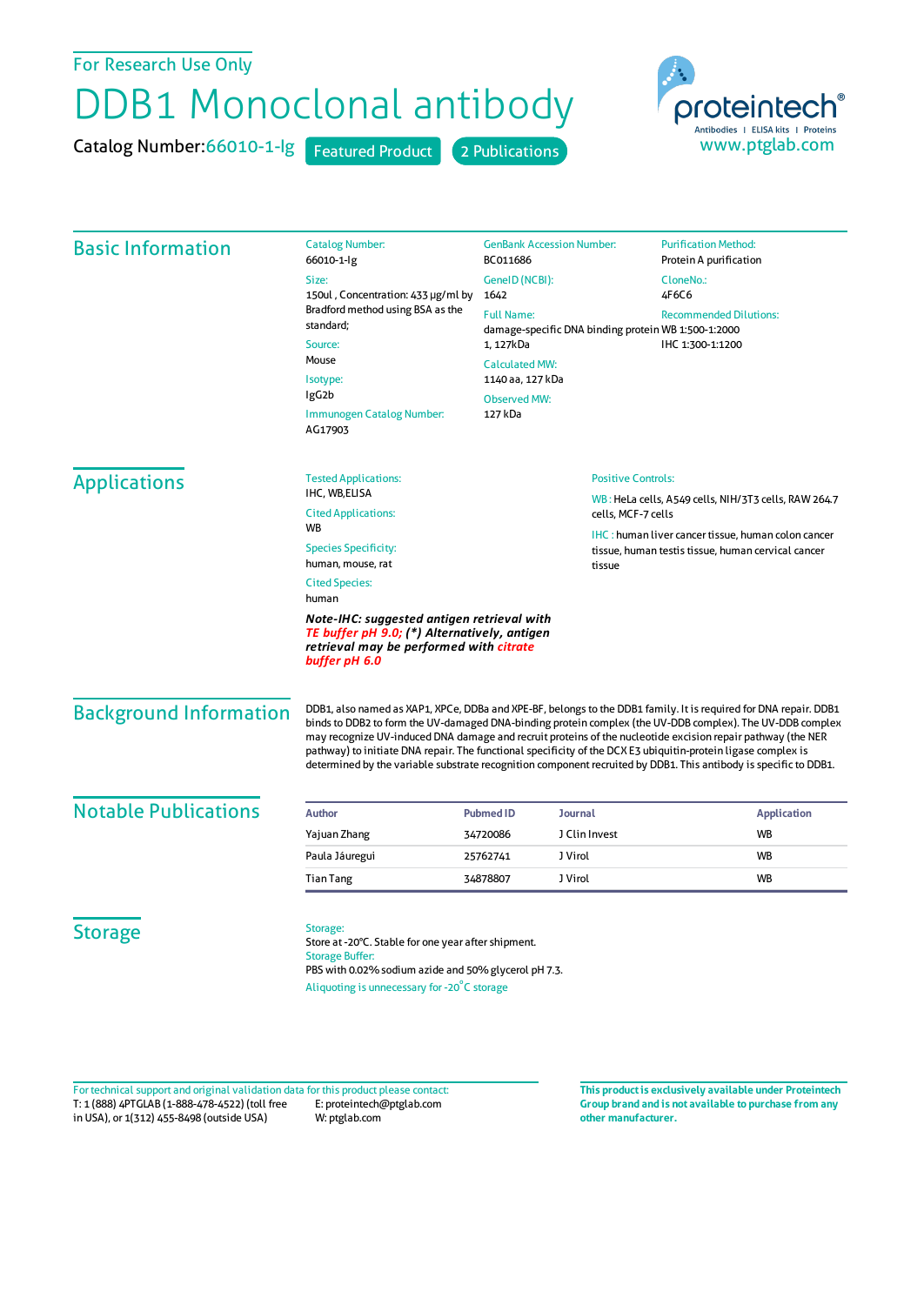For Research Use Only

# DDB1 Monoclonal antibody

Catalog Number: 66010-1-Ig  Featured Product  2 Publications

proteintech®
Antibodies | ELISA kits | Proteins
www.ptglab.com

## Basic Information

Catalog Number:
66010-1-Ig

Size:
150ul , Concentration: 433 μg/ml by Bradford method using BSA as the standard;

Source:
Mouse

Isotype:
IgG2b

Immunogen Catalog Number:
AG17903

GenBank Accession Number:
BC011686

GeneID (NCBI):
1642

Full Name:
damage-specific DNA binding protein 1, 127kDa

Calculated MW:
1140 aa, 127 kDa

Observed MW:
127 kDa

Purification Method:
Protein A purification

CloneNo.:
4F6C6

Recommended Dilutions:
WB 1:500-1:2000
IHC 1:300-1:1200

## Applications

Tested Applications:
IHC, WB,ELISA

Cited Applications:
WB

Species Specificity:
human, mouse, rat

Cited Species:
human

***Note-IHC: suggested antigen retrieval with TE buffer pH 9.0; (\*) Alternatively, antigen retrieval may be performed with citrate buffer pH 6.0***

Positive Controls:

WB : HeLa cells, A549 cells, NIH/3T3 cells, RAW 264.7 cells, MCF-7 cells

IHC : human liver cancer tissue, human colon cancer tissue, human testis tissue, human cervical cancer tissue

## Background Information

DDB1, also named as XAP1, XPCe, DDBa and XPE-BF, belongs to the DDB1 family. It is required for DNA repair. DDB1 binds to DDB2 to form the UV-damaged DNA-binding protein complex (the UV-DDB complex). The UV-DDB complex may recognize UV-induced DNA damage and recruit proteins of the nucleotide excision repair pathway (the NER pathway) to initiate DNA repair. The functional specificity of the DCX E3 ubiquitin-protein ligase complex is determined by the variable substrate recognition component recruited by DDB1. This antibody is specific to DDB1.

## Notable Publications

| Author | Pubmed ID | Journal | Application |
|---|---|---|---|
| Yajuan Zhang | 34720086 | J Clin Invest | WB |
| Paula Jáuregui | 25762741 | J Virol | WB |
| Tian Tang | 34878807 | J Virol | WB |

## Storage

Storage:
Store at -20°C. Stable for one year after shipment.

Storage Buffer:
PBS with 0.02% sodium azide and 50% glycerol pH 7.3.

Aliquoting is unnecessary for -20°C storage

For technical support and original validation data for this product please contact:
T: 1 (888) 4PTGLAB (1-888-478-4522) (toll free in USA), or 1(312) 455-8498 (outside USA)
E: proteintech@ptglab.com
W: ptglab.com

**This product is exclusively available under Proteintech Group brand and is not available to purchase from any other manufacturer.**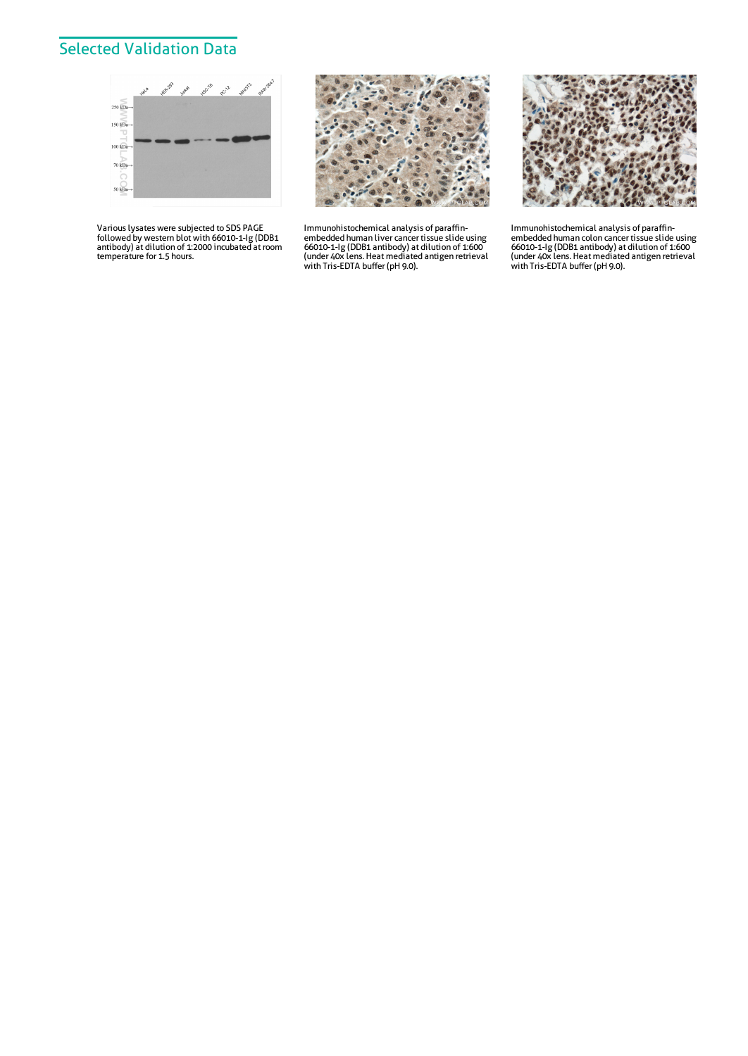## Selected Validation Data

HeLa
HEK-293
Jurkat
HSC-T6
PC-12
NIH/3T3
RAW 264.7

250 kDa→
150 kDa→
100 kDa→
70 kDa→
50 kDa→

Various lysates were subjected to SDS PAGE followed by western blot with 66010-1-Ig (DDB1 antibody) at dilution of 1:2000 incubated at room temperature for 1.5 hours.

Immunohistochemical analysis of paraffin-embedded human liver cancer tissue slide using 66010-1-Ig (DDB1 antibody) at dilution of 1:600 (under 40x lens. Heat mediated antigen retrieval with Tris-EDTA buffer (pH 9.0).

Immunohistochemical analysis of paraffin-embedded human colon cancer tissue slide using 66010-1-Ig (DDB1 antibody) at dilution of 1:600 (under 40x lens. Heat mediated antigen retrieval with Tris-EDTA buffer (pH 9.0).